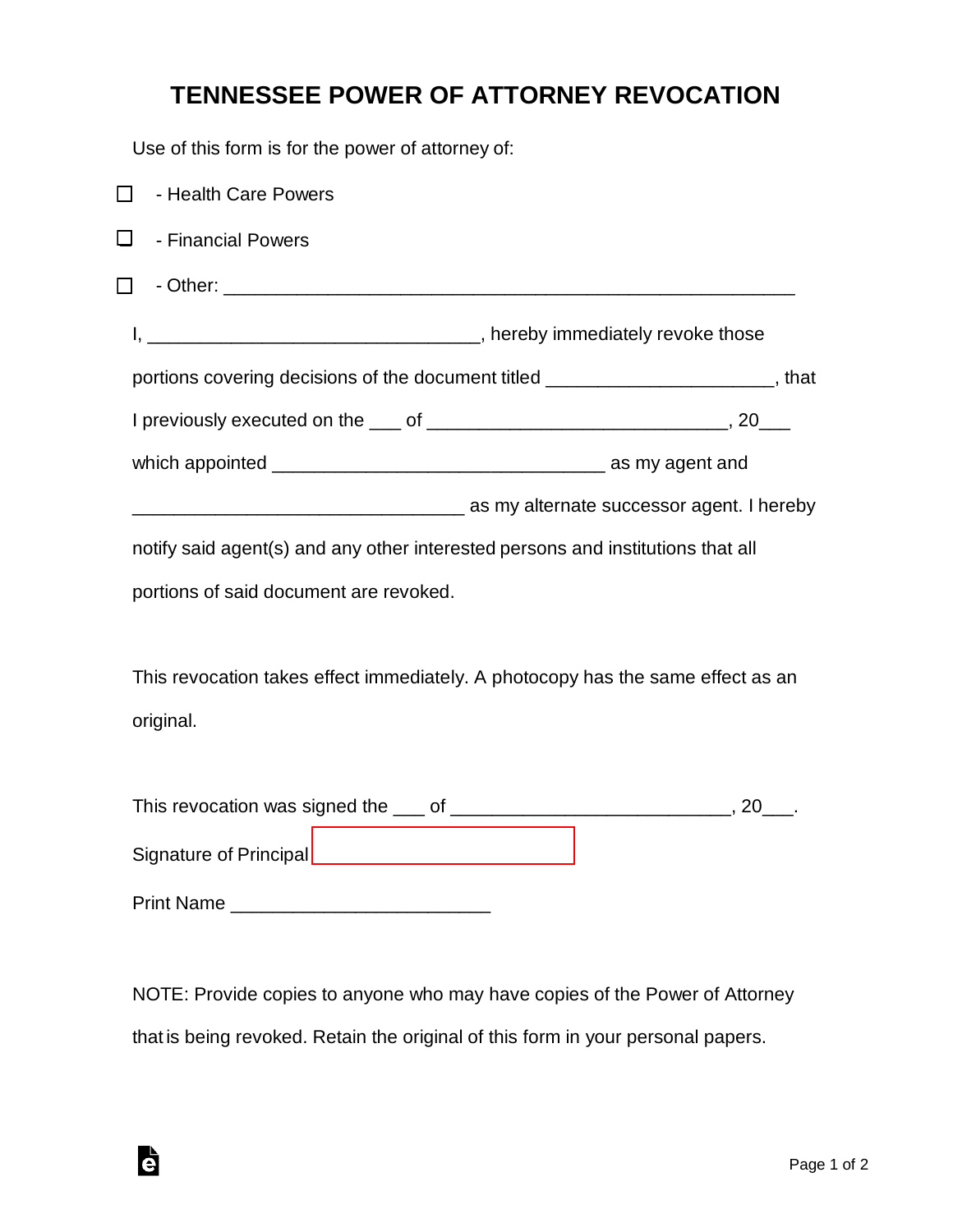# TENNESSEE POWER OF ATTORNEY REVOCATION

Use of this form is for the power of attorney of:

☐ - Health Care Powers

☐ - Financial Powers

☐ - Other: _______________________________________________________

I, ________________________________, hereby immediately revoke those portions covering decisions of the document titled _____________________, that I previously executed on the ___ of _____________________________, 20___ which appointed ________________________________ as my agent and ________________________________ as my alternate successor agent. I hereby notify said agent(s) and any other interested persons and institutions that all portions of said document are revoked.

This revocation takes effect immediately. A photocopy has the same effect as an original.

This revocation was signed the ___ of ___________________________, 20___.

Signature of Principal ________________________

Print Name _________________________

NOTE: Provide copies to anyone who may have copies of the Power of Attorney that is being revoked. Retain the original of this form in your personal papers.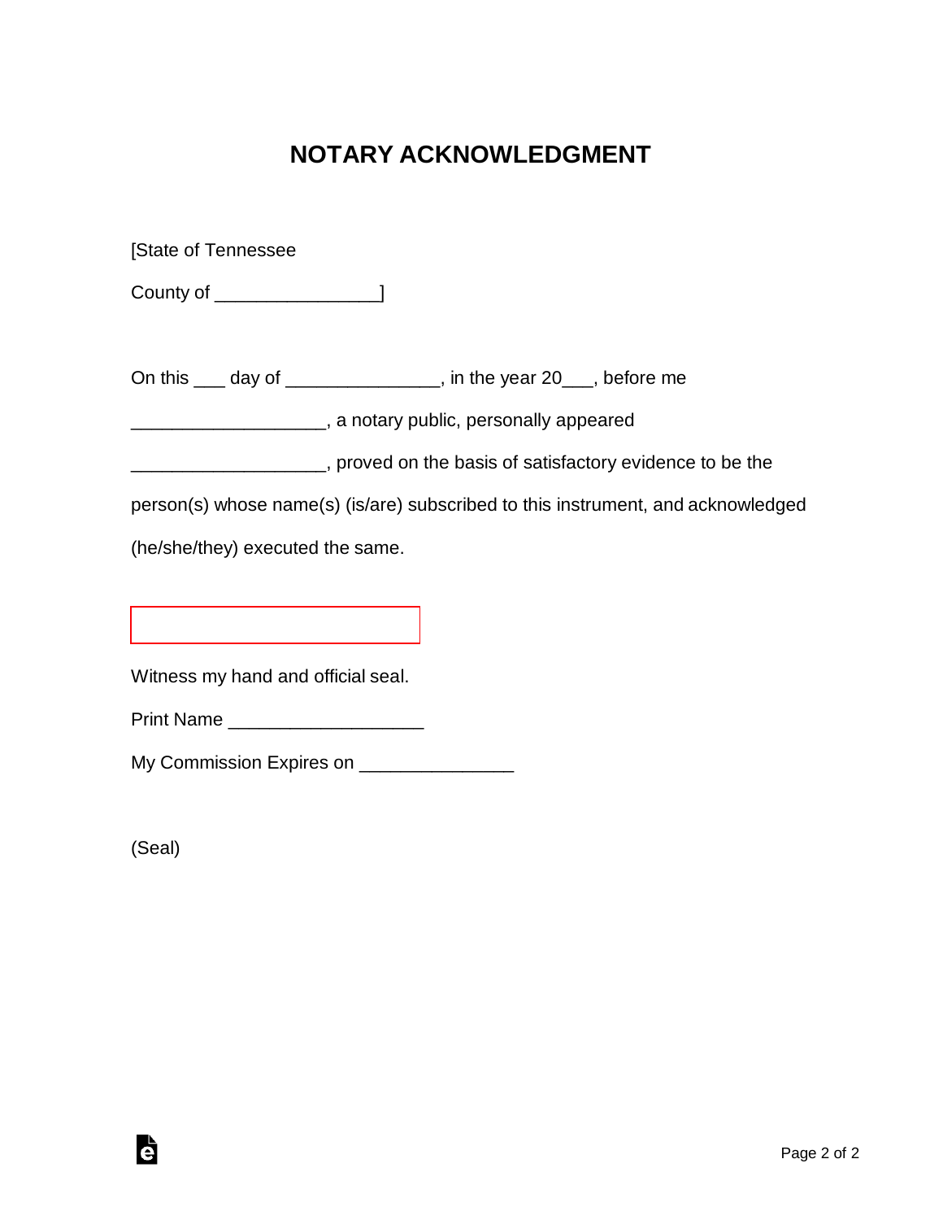# NOTARY ACKNOWLEDGMENT

[State of Tennessee

County of ________________]

On this ___ day of _______________, in the year 20___, before me

___________________, a notary public, personally appeared

___________________, proved on the basis of satisfactory evidence to be the person(s) whose name(s) (is/are) subscribed to this instrument, and acknowledged (he/she/they) executed the same.

Witness my hand and official seal.

Print Name ___________________

My Commission Expires on _______________

(Seal)